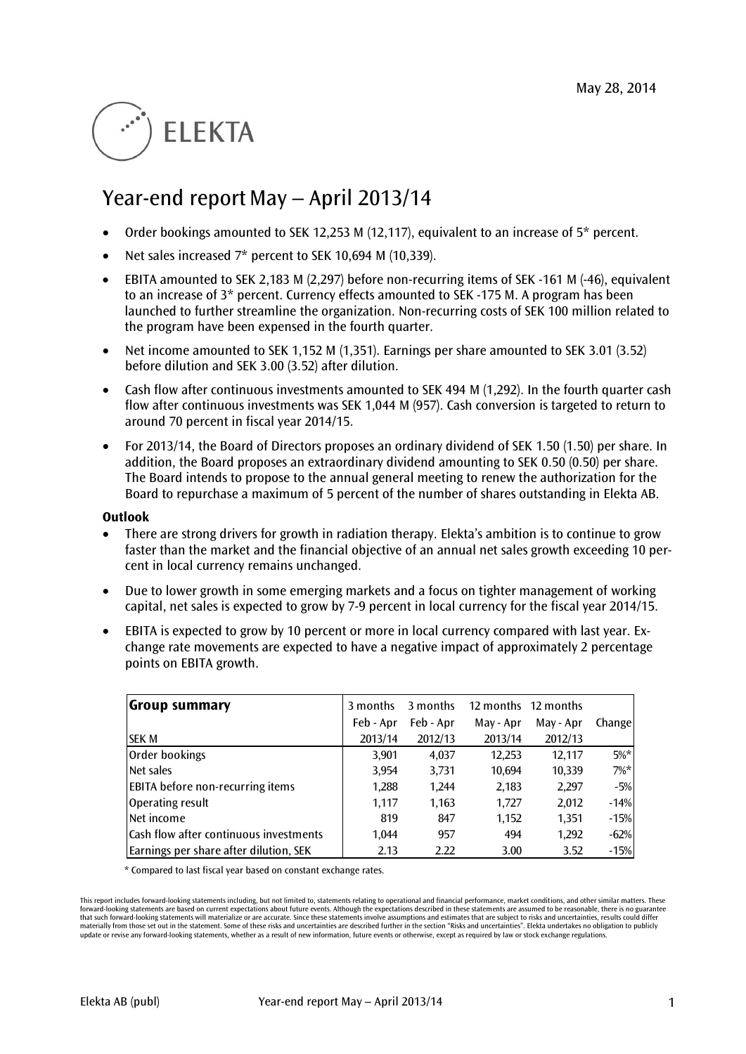May 28, 2014

ELEKTA

# Year-end report May – April 2013/14

- Order bookings amounted to SEK 12,253 M (12,117), equivalent to an increase of 5* percent.
- Net sales increased 7* percent to SEK 10,694 M (10,339).
- EBITA amounted to SEK 2,183 M (2,297) before non-recurring items of SEK -161 M (-46), equivalent to an increase of 3* percent. Currency effects amounted to SEK -175 M. A program has been launched to further streamline the organization. Non-recurring costs of SEK 100 million related to the program have been expensed in the fourth quarter.
- Net income amounted to SEK 1,152 M (1,351). Earnings per share amounted to SEK 3.01 (3.52) before dilution and SEK 3.00 (3.52) after dilution.
- Cash flow after continuous investments amounted to SEK 494 M (1,292). In the fourth quarter cash flow after continuous investments was SEK 1,044 M (957). Cash conversion is targeted to return to around 70 percent in fiscal year 2014/15.
- For 2013/14, the Board of Directors proposes an ordinary dividend of SEK 1.50 (1.50) per share. In addition, the Board proposes an extraordinary dividend amounting to SEK 0.50 (0.50) per share. The Board intends to propose to the annual general meeting to renew the authorization for the Board to repurchase a maximum of 5 percent of the number of shares outstanding in Elekta AB.

**Outlook**

- There are strong drivers for growth in radiation therapy. Elekta's ambition is to continue to grow faster than the market and the financial objective of an annual net sales growth exceeding 10 percent in local currency remains unchanged.
- Due to lower growth in some emerging markets and a focus on tighter management of working capital, net sales is expected to grow by 7-9 percent in local currency for the fiscal year 2014/15.
- EBITA is expected to grow by 10 percent or more in local currency compared with last year. Exchange rate movements are expected to have a negative impact of approximately 2 percentage points on EBITA growth.

| **Group summary** | 3 months | 3 months | 12 months | 12 months | |
|---|---|---|---|---|---|
| | Feb - Apr | Feb - Apr | May - Apr | May - Apr | Change |
| SEK M | 2013/14 | 2012/13 | 2013/14 | 2012/13 | |
| Order bookings | 3,901 | 4,037 | 12,253 | 12,117 | 5%* |
| Net sales | 3,954 | 3,731 | 10,694 | 10,339 | 7%* |
| EBITA before non-recurring items | 1,288 | 1,244 | 2,183 | 2,297 | -5% |
| Operating result | 1,117 | 1,163 | 1,727 | 2,012 | -14% |
| Net income | 819 | 847 | 1,152 | 1,351 | -15% |
| Cash flow after continuous investments | 1,044 | 957 | 494 | 1,292 | -62% |
| Earnings per share after dilution, SEK | 2.13 | 2.22 | 3.00 | 3.52 | -15% |

\* Compared to last fiscal year based on constant exchange rates.

This report includes forward-looking statements including, but not limited to, statements relating to operational and financial performance, market conditions, and other similar matters. These forward-looking statements are based on current expectations about future events. Although the expectations described in these statements are assumed to be reasonable, there is no guarantee that such forward-looking statements will materialize or are accurate. Since these statements involve assumptions and estimates that are subject to risks and uncertainties, results could differ materially from those set out in the statement. Some of these risks and uncertainties are described further in the section "Risks and uncertainties". Elekta undertakes no obligation to publicly update or revise any forward-looking statements, whether as a result of new information, future events or otherwise, except as required by law or stock exchange regulations.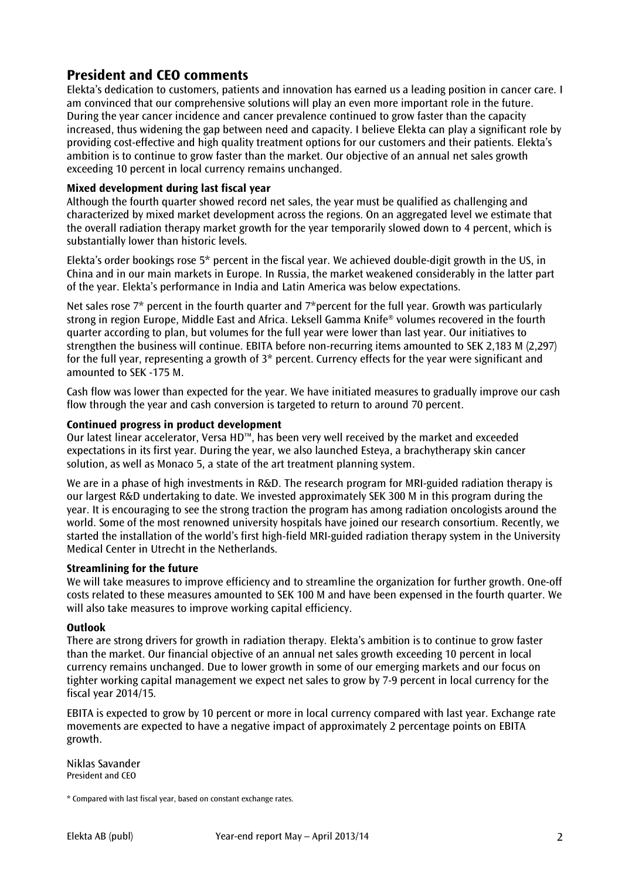## President and CEO comments

Elekta's dedication to customers, patients and innovation has earned us a leading position in cancer care. I am convinced that our comprehensive solutions will play an even more important role in the future. During the year cancer incidence and cancer prevalence continued to grow faster than the capacity increased, thus widening the gap between need and capacity. I believe Elekta can play a significant role by providing cost-effective and high quality treatment options for our customers and their patients. Elekta's ambition is to continue to grow faster than the market. Our objective of an annual net sales growth exceeding 10 percent in local currency remains unchanged.

### Mixed development during last fiscal year

Although the fourth quarter showed record net sales, the year must be qualified as challenging and characterized by mixed market development across the regions. On an aggregated level we estimate that the overall radiation therapy market growth for the year temporarily slowed down to 4 percent, which is substantially lower than historic levels.

Elekta's order bookings rose 5* percent in the fiscal year. We achieved double-digit growth in the US, in China and in our main markets in Europe. In Russia, the market weakened considerably in the latter part of the year. Elekta's performance in India and Latin America was below expectations.

Net sales rose 7* percent in the fourth quarter and 7*percent for the full year. Growth was particularly strong in region Europe, Middle East and Africa. Leksell Gamma Knife® volumes recovered in the fourth quarter according to plan, but volumes for the full year were lower than last year. Our initiatives to strengthen the business will continue. EBITA before non-recurring items amounted to SEK 2,183 M (2,297) for the full year, representing a growth of 3* percent. Currency effects for the year were significant and amounted to SEK -175 M.

Cash flow was lower than expected for the year. We have initiated measures to gradually improve our cash flow through the year and cash conversion is targeted to return to around 70 percent.

### Continued progress in product development

Our latest linear accelerator, Versa HD™, has been very well received by the market and exceeded expectations in its first year. During the year, we also launched Esteya, a brachytherapy skin cancer solution, as well as Monaco 5, a state of the art treatment planning system.

We are in a phase of high investments in R&D. The research program for MRI-guided radiation therapy is our largest R&D undertaking to date. We invested approximately SEK 300 M in this program during the year. It is encouraging to see the strong traction the program has among radiation oncologists around the world. Some of the most renowned university hospitals have joined our research consortium. Recently, we started the installation of the world's first high-field MRI-guided radiation therapy system in the University Medical Center in Utrecht in the Netherlands.

### Streamlining for the future

We will take measures to improve efficiency and to streamline the organization for further growth. One-off costs related to these measures amounted to SEK 100 M and have been expensed in the fourth quarter. We will also take measures to improve working capital efficiency.

### Outlook

There are strong drivers for growth in radiation therapy. Elekta's ambition is to continue to grow faster than the market. Our financial objective of an annual net sales growth exceeding 10 percent in local currency remains unchanged. Due to lower growth in some of our emerging markets and our focus on tighter working capital management we expect net sales to grow by 7-9 percent in local currency for the fiscal year 2014/15.

EBITA is expected to grow by 10 percent or more in local currency compared with last year. Exchange rate movements are expected to have a negative impact of approximately 2 percentage points on EBITA growth.

Niklas Savander
President and CEO

* Compared with last fiscal year, based on constant exchange rates.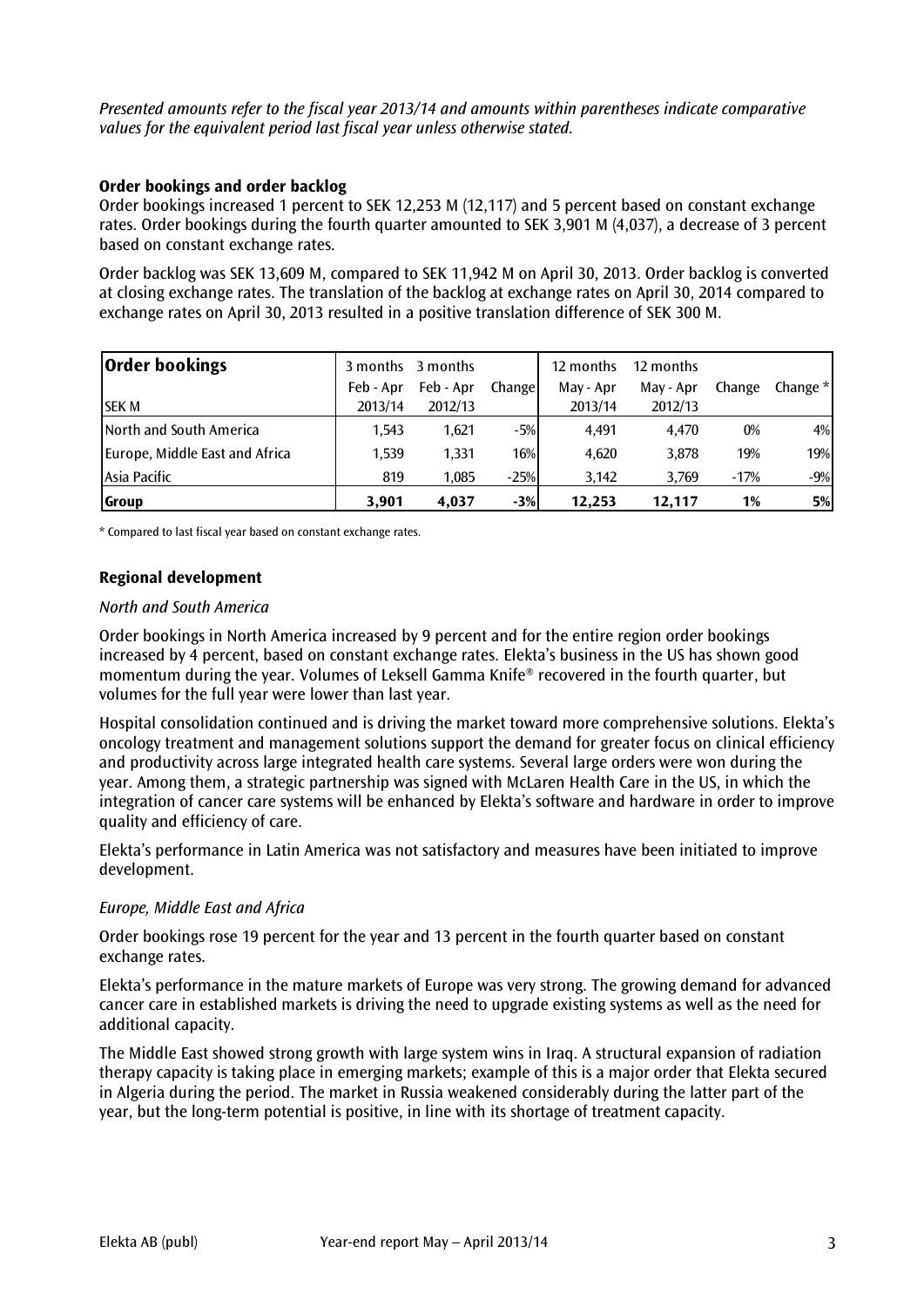*Presented amounts refer to the fiscal year 2013/14 and amounts within parentheses indicate comparative values for the equivalent period last fiscal year unless otherwise stated.*

### Order bookings and order backlog

Order bookings increased 1 percent to SEK 12,253 M (12,117) and 5 percent based on constant exchange rates. Order bookings during the fourth quarter amounted to SEK 3,901 M (4,037), a decrease of 3 percent based on constant exchange rates.

Order backlog was SEK 13,609 M, compared to SEK 11,942 M on April 30, 2013. Order backlog is converted at closing exchange rates. The translation of the backlog at exchange rates on April 30, 2014 compared to exchange rates on April 30, 2013 resulted in a positive translation difference of SEK 300 M.

| **Order bookings** | 3 months | 3 months | | 12 months | 12 months | | |
|---|---|---|---|---|---|---|---|
| | Feb - Apr | Feb - Apr | Change | May - Apr | May - Apr | Change | Change * |
| SEK M | 2013/14 | 2012/13 | | 2013/14 | 2012/13 | | |
| North and South America | 1,543 | 1,621 | -5% | 4,491 | 4,470 | 0% | 4% |
| Europe, Middle East and Africa | 1,539 | 1,331 | 16% | 4,620 | 3,878 | 19% | 19% |
| Asia Pacific | 819 | 1,085 | -25% | 3,142 | 3,769 | -17% | -9% |
| **Group** | **3,901** | **4,037** | **-3%** | **12,253** | **12,117** | **1%** | **5%** |

\* Compared to last fiscal year based on constant exchange rates.

### Regional development

*North and South America*

Order bookings in North America increased by 9 percent and for the entire region order bookings increased by 4 percent, based on constant exchange rates. Elekta's business in the US has shown good momentum during the year. Volumes of Leksell Gamma Knife® recovered in the fourth quarter, but volumes for the full year were lower than last year.

Hospital consolidation continued and is driving the market toward more comprehensive solutions. Elekta's oncology treatment and management solutions support the demand for greater focus on clinical efficiency and productivity across large integrated health care systems. Several large orders were won during the year. Among them, a strategic partnership was signed with McLaren Health Care in the US, in which the integration of cancer care systems will be enhanced by Elekta's software and hardware in order to improve quality and efficiency of care.

Elekta's performance in Latin America was not satisfactory and measures have been initiated to improve development.

*Europe, Middle East and Africa*

Order bookings rose 19 percent for the year and 13 percent in the fourth quarter based on constant exchange rates.

Elekta's performance in the mature markets of Europe was very strong. The growing demand for advanced cancer care in established markets is driving the need to upgrade existing systems as well as the need for additional capacity.

The Middle East showed strong growth with large system wins in Iraq. A structural expansion of radiation therapy capacity is taking place in emerging markets; example of this is a major order that Elekta secured in Algeria during the period. The market in Russia weakened considerably during the latter part of the year, but the long-term potential is positive, in line with its shortage of treatment capacity.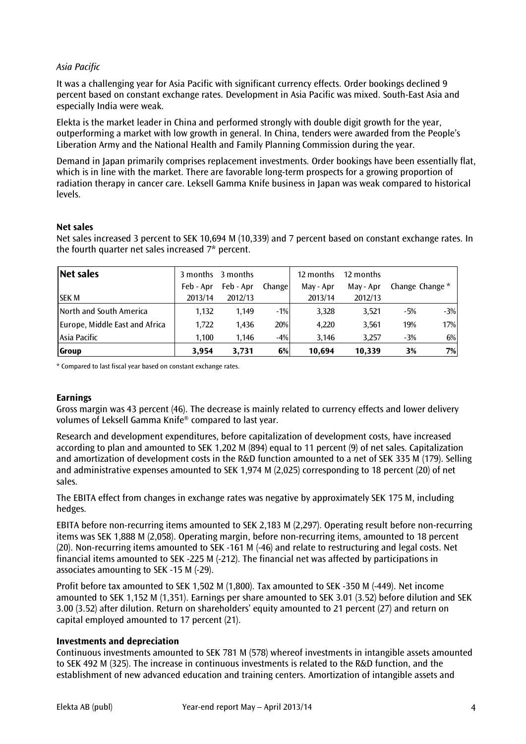*Asia Pacific*

It was a challenging year for Asia Pacific with significant currency effects. Order bookings declined 9 percent based on constant exchange rates. Development in Asia Pacific was mixed. South-East Asia and especially India were weak.

Elekta is the market leader in China and performed strongly with double digit growth for the year, outperforming a market with low growth in general. In China, tenders were awarded from the People's Liberation Army and the National Health and Family Planning Commission during the year.

Demand in Japan primarily comprises replacement investments. Order bookings have been essentially flat, which is in line with the market. There are favorable long-term prospects for a growing proportion of radiation therapy in cancer care. Leksell Gamma Knife business in Japan was weak compared to historical levels.

**Net sales**

Net sales increased 3 percent to SEK 10,694 M (10,339) and 7 percent based on constant exchange rates. In the fourth quarter net sales increased 7* percent.

| **Net sales**<br>SEK M | 3 months<br>Feb - Apr<br>2013/14 | 3 months<br>Feb - Apr<br>2012/13 | Change | 12 months<br>May - Apr<br>2013/14 | 12 months<br>May - Apr<br>2012/13 | Change | Change * |
|---|---|---|---|---|---|---|---|
| North and South America | 1,132 | 1,149 | -1% | 3,328 | 3,521 | -5% | -3% |
| Europe, Middle East and Africa | 1,722 | 1,436 | 20% | 4,220 | 3,561 | 19% | 17% |
| Asia Pacific | 1,100 | 1,146 | -4% | 3,146 | 3,257 | -3% | 6% |
| **Group** | **3,954** | **3,731** | **6%** | **10,694** | **10,339** | **3%** | **7%** |

\* Compared to last fiscal year based on constant exchange rates.

**Earnings**

Gross margin was 43 percent (46). The decrease is mainly related to currency effects and lower delivery volumes of Leksell Gamma Knife® compared to last year.

Research and development expenditures, before capitalization of development costs, have increased according to plan and amounted to SEK 1,202 M (894) equal to 11 percent (9) of net sales. Capitalization and amortization of development costs in the R&D function amounted to a net of SEK 335 M (179). Selling and administrative expenses amounted to SEK 1,974 M (2,025) corresponding to 18 percent (20) of net sales.

The EBITA effect from changes in exchange rates was negative by approximately SEK 175 M, including hedges.

EBITA before non-recurring items amounted to SEK 2,183 M (2,297). Operating result before non-recurring items was SEK 1,888 M (2,058). Operating margin, before non-recurring items, amounted to 18 percent (20). Non-recurring items amounted to SEK -161 M (-46) and relate to restructuring and legal costs. Net financial items amounted to SEK -225 M (-212). The financial net was affected by participations in associates amounting to SEK -15 M (-29).

Profit before tax amounted to SEK 1,502 M (1,800). Tax amounted to SEK -350 M (-449). Net income amounted to SEK 1,152 M (1,351). Earnings per share amounted to SEK 3.01 (3.52) before dilution and SEK 3.00 (3.52) after dilution. Return on shareholders' equity amounted to 21 percent (27) and return on capital employed amounted to 17 percent (21).

**Investments and depreciation**

Continuous investments amounted to SEK 781 M (578) whereof investments in intangible assets amounted to SEK 492 M (325). The increase in continuous investments is related to the R&D function, and the establishment of new advanced education and training centers. Amortization of intangible assets and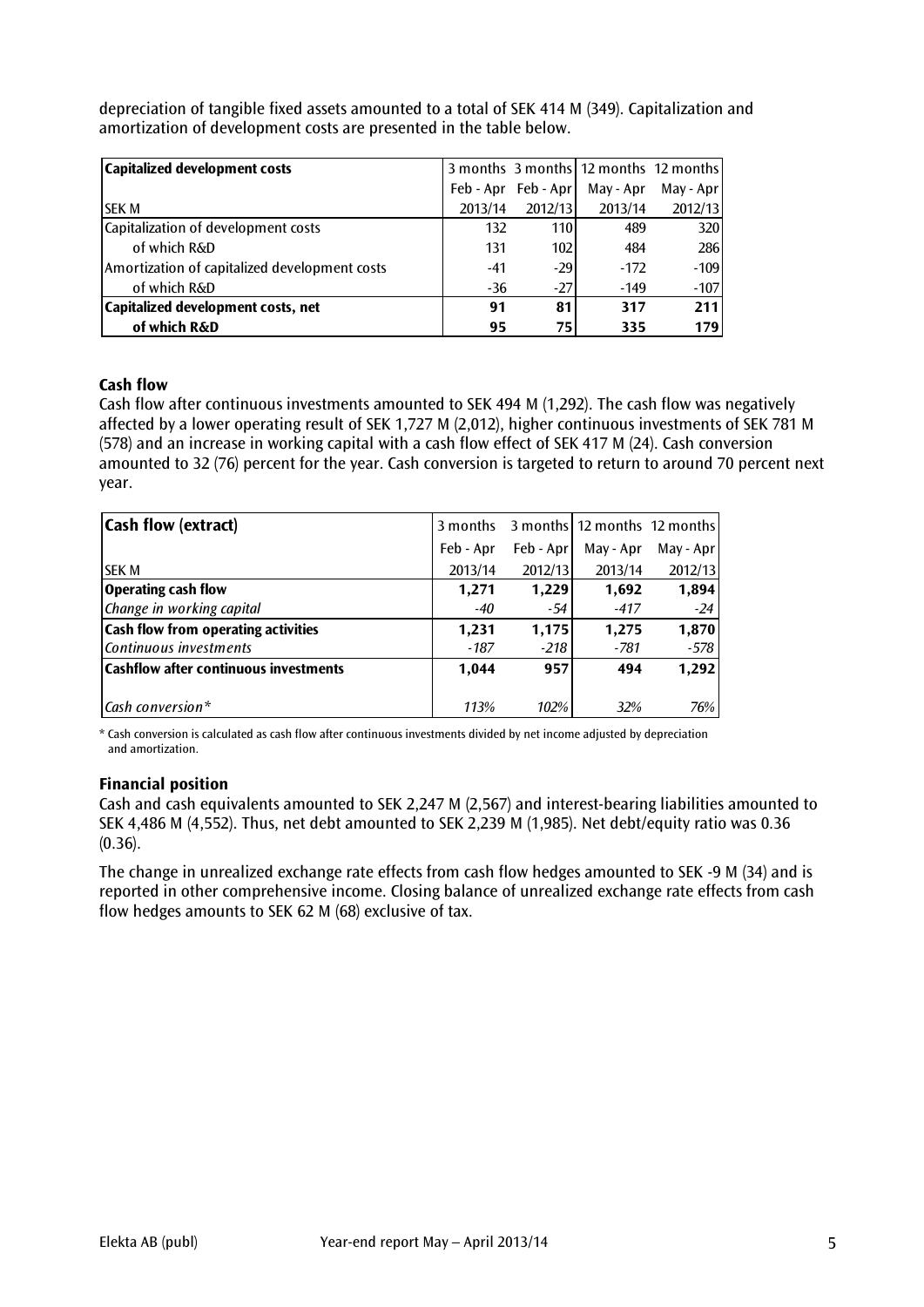depreciation of tangible fixed assets amounted to a total of SEK 414 M (349). Capitalization and amortization of development costs are presented in the table below.

| **Capitalized development costs** | 3 months | 3 months | 12 months | 12 months |
|---|---|---|---|---|
| | Feb - Apr | Feb - Apr | May - Apr | May - Apr |
| SEK M | 2013/14 | 2012/13 | 2013/14 | 2012/13 |
| Capitalization of development costs | 132 | 110 | 489 | 320 |
| of which R&D | 131 | 102 | 484 | 286 |
| Amortization of capitalized development costs | -41 | -29 | -172 | -109 |
| of which R&D | -36 | -27 | -149 | -107 |
| **Capitalized development costs, net** | **91** | **81** | **317** | **211** |
| **of which R&D** | **95** | **75** | **335** | **179** |

### Cash flow

Cash flow after continuous investments amounted to SEK 494 M (1,292). The cash flow was negatively affected by a lower operating result of SEK 1,727 M (2,012), higher continuous investments of SEK 781 M (578) and an increase in working capital with a cash flow effect of SEK 417 M (24). Cash conversion amounted to 32 (76) percent for the year. Cash conversion is targeted to return to around 70 percent next year.

| **Cash flow (extract)** | 3 months | 3 months | 12 months | 12 months |
|---|---|---|---|---|
| | Feb - Apr | Feb - Apr | May - Apr | May - Apr |
| SEK M | 2013/14 | 2012/13 | 2013/14 | 2012/13 |
| **Operating cash flow** | **1,271** | **1,229** | **1,692** | **1,894** |
| *Change in working capital* | *-40* | *-54* | *-417* | *-24* |
| **Cash flow from operating activities** | **1,231** | **1,175** | **1,275** | **1,870** |
| *Continuous investments* | *-187* | *-218* | *-781* | *-578* |
| **Cashflow after continuous investments** | **1,044** | **957** | **494** | **1,292** |
| *Cash conversion** | *113%* | *102%* | *32%* | *76%* |

\* Cash conversion is calculated as cash flow after continuous investments divided by net income adjusted by depreciation and amortization.

### Financial position

Cash and cash equivalents amounted to SEK 2,247 M (2,567) and interest-bearing liabilities amounted to SEK 4,486 M (4,552). Thus, net debt amounted to SEK 2,239 M (1,985). Net debt/equity ratio was 0.36 (0.36).

The change in unrealized exchange rate effects from cash flow hedges amounted to SEK -9 M (34) and is reported in other comprehensive income. Closing balance of unrealized exchange rate effects from cash flow hedges amounts to SEK 62 M (68) exclusive of tax.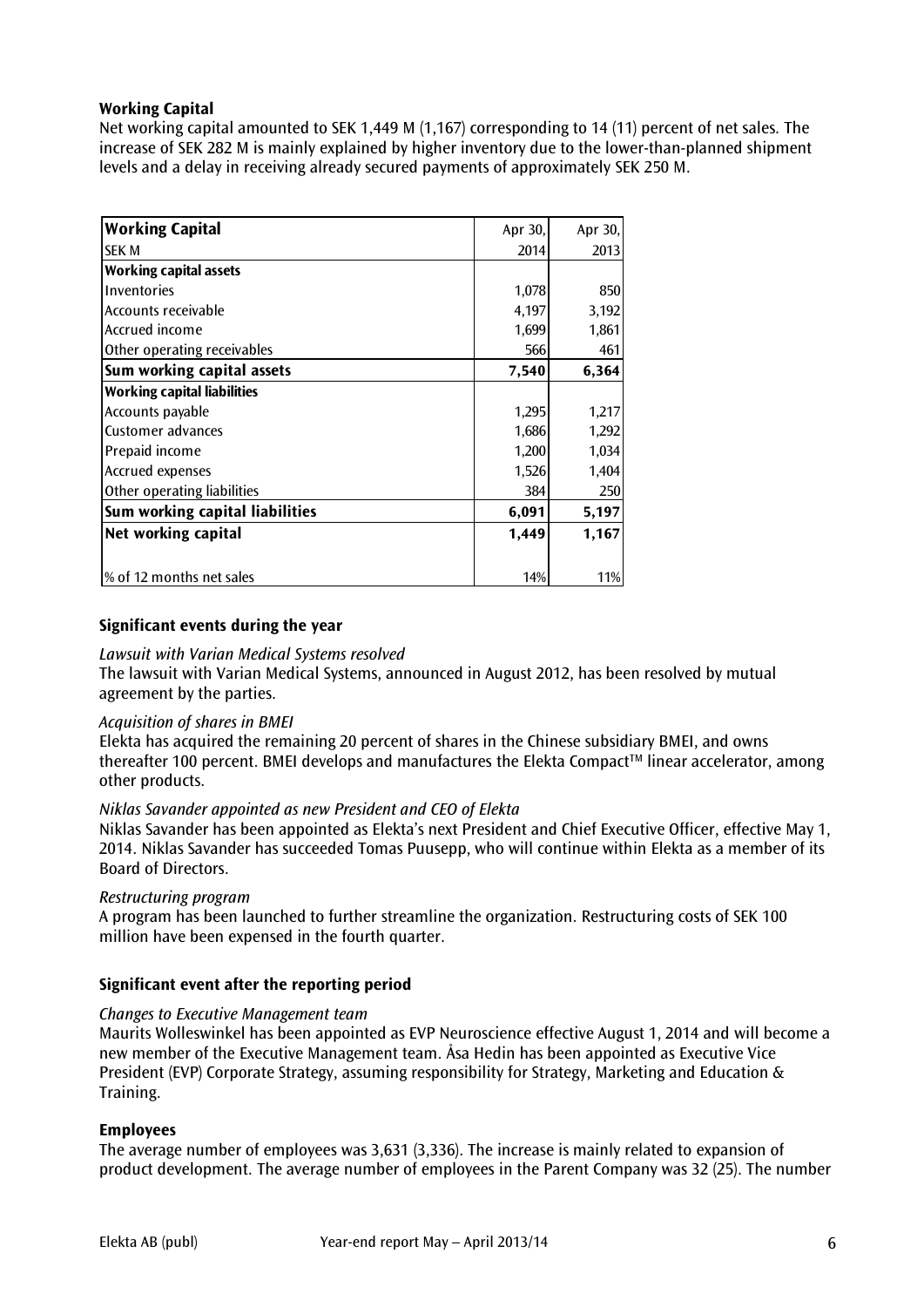### Working Capital

Net working capital amounted to SEK 1,449 M (1,167) corresponding to 14 (11) percent of net sales. The increase of SEK 282 M is mainly explained by higher inventory due to the lower-than-planned shipment levels and a delay in receiving already secured payments of approximately SEK 250 M.

| **Working Capital** | Apr 30, | Apr 30, |
|---|---|---|
| SEK M | 2014 | 2013 |
| **Working capital assets** | | |
| Inventories | 1,078 | 850 |
| Accounts receivable | 4,197 | 3,192 |
| Accrued income | 1,699 | 1,861 |
| Other operating receivables | 566 | 461 |
| **Sum working capital assets** | **7,540** | **6,364** |
| **Working capital liabilities** | | |
| Accounts payable | 1,295 | 1,217 |
| Customer advances | 1,686 | 1,292 |
| Prepaid income | 1,200 | 1,034 |
| Accrued expenses | 1,526 | 1,404 |
| Other operating liabilities | 384 | 250 |
| **Sum working capital liabilities** | **6,091** | **5,197** |
| **Net working capital** | **1,449** | **1,167** |
| % of 12 months net sales | 14% | 11% |

### Significant events during the year

*Lawsuit with Varian Medical Systems resolved*

The lawsuit with Varian Medical Systems, announced in August 2012, has been resolved by mutual agreement by the parties.

*Acquisition of shares in BMEI*

Elekta has acquired the remaining 20 percent of shares in the Chinese subsidiary BMEI, and owns thereafter 100 percent. BMEI develops and manufactures the Elekta Compact™ linear accelerator, among other products.

*Niklas Savander appointed as new President and CEO of Elekta*

Niklas Savander has been appointed as Elekta's next President and Chief Executive Officer, effective May 1, 2014. Niklas Savander has succeeded Tomas Puusepp, who will continue within Elekta as a member of its Board of Directors.

*Restructuring program*

A program has been launched to further streamline the organization. Restructuring costs of SEK 100 million have been expensed in the fourth quarter.

### Significant event after the reporting period

*Changes to Executive Management team*

Maurits Wolleswinkel has been appointed as EVP Neuroscience effective August 1, 2014 and will become a new member of the Executive Management team. Åsa Hedin has been appointed as Executive Vice President (EVP) Corporate Strategy, assuming responsibility for Strategy, Marketing and Education & Training.

### Employees

The average number of employees was 3,631 (3,336). The increase is mainly related to expansion of product development. The average number of employees in the Parent Company was 32 (25). The number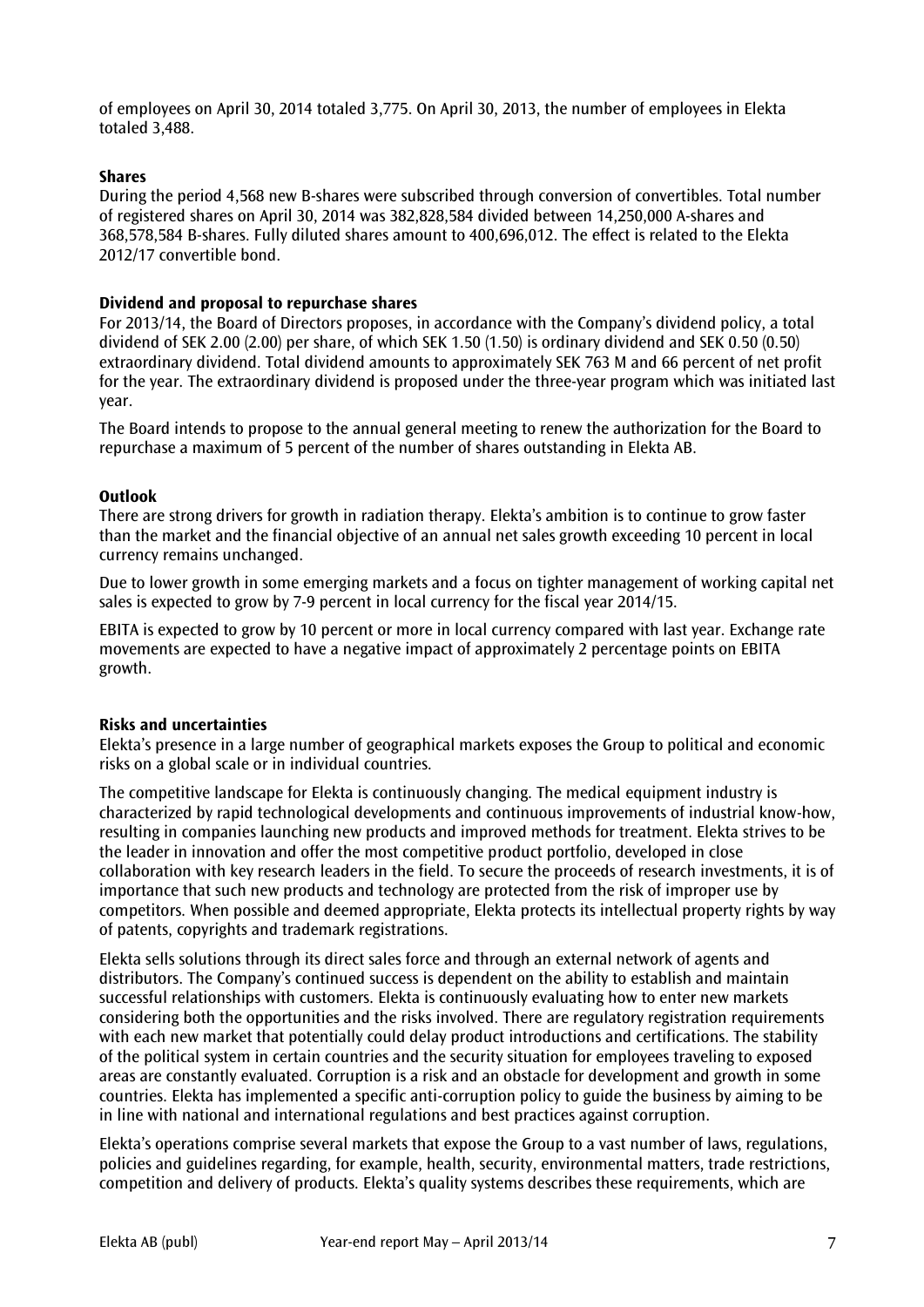of employees on April 30, 2014 totaled 3,775. On April 30, 2013, the number of employees in Elekta totaled 3,488.

**Shares**

During the period 4,568 new B-shares were subscribed through conversion of convertibles. Total number of registered shares on April 30, 2014 was 382,828,584 divided between 14,250,000 A-shares and 368,578,584 B-shares. Fully diluted shares amount to 400,696,012. The effect is related to the Elekta 2012/17 convertible bond.

**Dividend and proposal to repurchase shares**

For 2013/14, the Board of Directors proposes, in accordance with the Company's dividend policy, a total dividend of SEK 2.00 (2.00) per share, of which SEK 1.50 (1.50) is ordinary dividend and SEK 0.50 (0.50) extraordinary dividend. Total dividend amounts to approximately SEK 763 M and 66 percent of net profit for the year. The extraordinary dividend is proposed under the three-year program which was initiated last year.

The Board intends to propose to the annual general meeting to renew the authorization for the Board to repurchase a maximum of 5 percent of the number of shares outstanding in Elekta AB.

**Outlook**

There are strong drivers for growth in radiation therapy. Elekta's ambition is to continue to grow faster than the market and the financial objective of an annual net sales growth exceeding 10 percent in local currency remains unchanged.

Due to lower growth in some emerging markets and a focus on tighter management of working capital net sales is expected to grow by 7-9 percent in local currency for the fiscal year 2014/15.

EBITA is expected to grow by 10 percent or more in local currency compared with last year. Exchange rate movements are expected to have a negative impact of approximately 2 percentage points on EBITA growth.

**Risks and uncertainties**

Elekta's presence in a large number of geographical markets exposes the Group to political and economic risks on a global scale or in individual countries.

The competitive landscape for Elekta is continuously changing. The medical equipment industry is characterized by rapid technological developments and continuous improvements of industrial know-how, resulting in companies launching new products and improved methods for treatment. Elekta strives to be the leader in innovation and offer the most competitive product portfolio, developed in close collaboration with key research leaders in the field. To secure the proceeds of research investments, it is of importance that such new products and technology are protected from the risk of improper use by competitors. When possible and deemed appropriate, Elekta protects its intellectual property rights by way of patents, copyrights and trademark registrations.

Elekta sells solutions through its direct sales force and through an external network of agents and distributors. The Company's continued success is dependent on the ability to establish and maintain successful relationships with customers. Elekta is continuously evaluating how to enter new markets considering both the opportunities and the risks involved. There are regulatory registration requirements with each new market that potentially could delay product introductions and certifications. The stability of the political system in certain countries and the security situation for employees traveling to exposed areas are constantly evaluated. Corruption is a risk and an obstacle for development and growth in some countries. Elekta has implemented a specific anti-corruption policy to guide the business by aiming to be in line with national and international regulations and best practices against corruption.

Elekta's operations comprise several markets that expose the Group to a vast number of laws, regulations, policies and guidelines regarding, for example, health, security, environmental matters, trade restrictions, competition and delivery of products. Elekta's quality systems describes these requirements, which are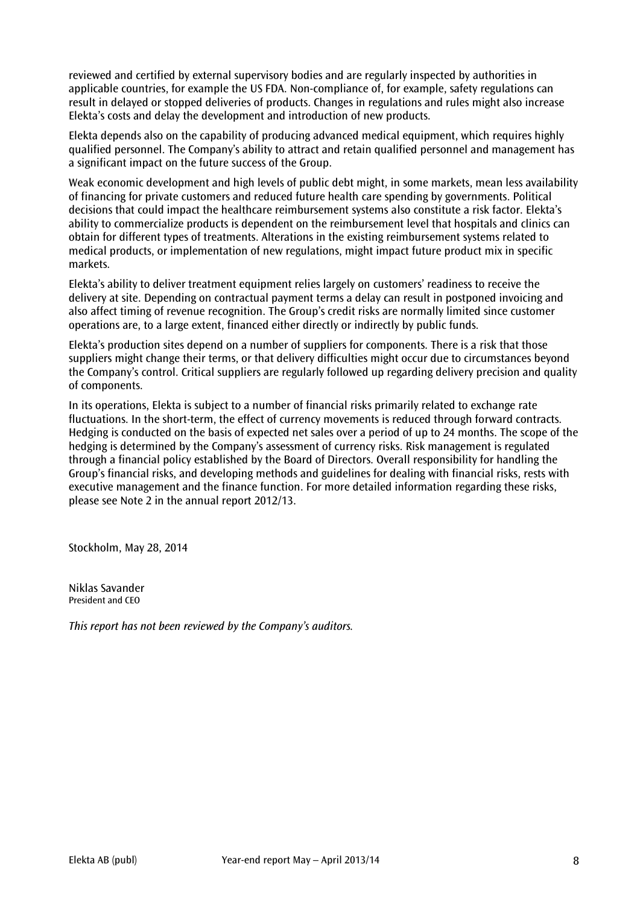reviewed and certified by external supervisory bodies and are regularly inspected by authorities in applicable countries, for example the US FDA. Non-compliance of, for example, safety regulations can result in delayed or stopped deliveries of products. Changes in regulations and rules might also increase Elekta's costs and delay the development and introduction of new products.

Elekta depends also on the capability of producing advanced medical equipment, which requires highly qualified personnel. The Company's ability to attract and retain qualified personnel and management has a significant impact on the future success of the Group.

Weak economic development and high levels of public debt might, in some markets, mean less availability of financing for private customers and reduced future health care spending by governments. Political decisions that could impact the healthcare reimbursement systems also constitute a risk factor. Elekta's ability to commercialize products is dependent on the reimbursement level that hospitals and clinics can obtain for different types of treatments. Alterations in the existing reimbursement systems related to medical products, or implementation of new regulations, might impact future product mix in specific markets.

Elekta's ability to deliver treatment equipment relies largely on customers' readiness to receive the delivery at site. Depending on contractual payment terms a delay can result in postponed invoicing and also affect timing of revenue recognition. The Group's credit risks are normally limited since customer operations are, to a large extent, financed either directly or indirectly by public funds.

Elekta's production sites depend on a number of suppliers for components. There is a risk that those suppliers might change their terms, or that delivery difficulties might occur due to circumstances beyond the Company's control. Critical suppliers are regularly followed up regarding delivery precision and quality of components.

In its operations, Elekta is subject to a number of financial risks primarily related to exchange rate fluctuations. In the short-term, the effect of currency movements is reduced through forward contracts. Hedging is conducted on the basis of expected net sales over a period of up to 24 months. The scope of the hedging is determined by the Company's assessment of currency risks. Risk management is regulated through a financial policy established by the Board of Directors. Overall responsibility for handling the Group's financial risks, and developing methods and guidelines for dealing with financial risks, rests with executive management and the finance function. For more detailed information regarding these risks, please see Note 2 in the annual report 2012/13.

Stockholm, May 28, 2014

Niklas Savander
President and CEO

*This report has not been reviewed by the Company's auditors.*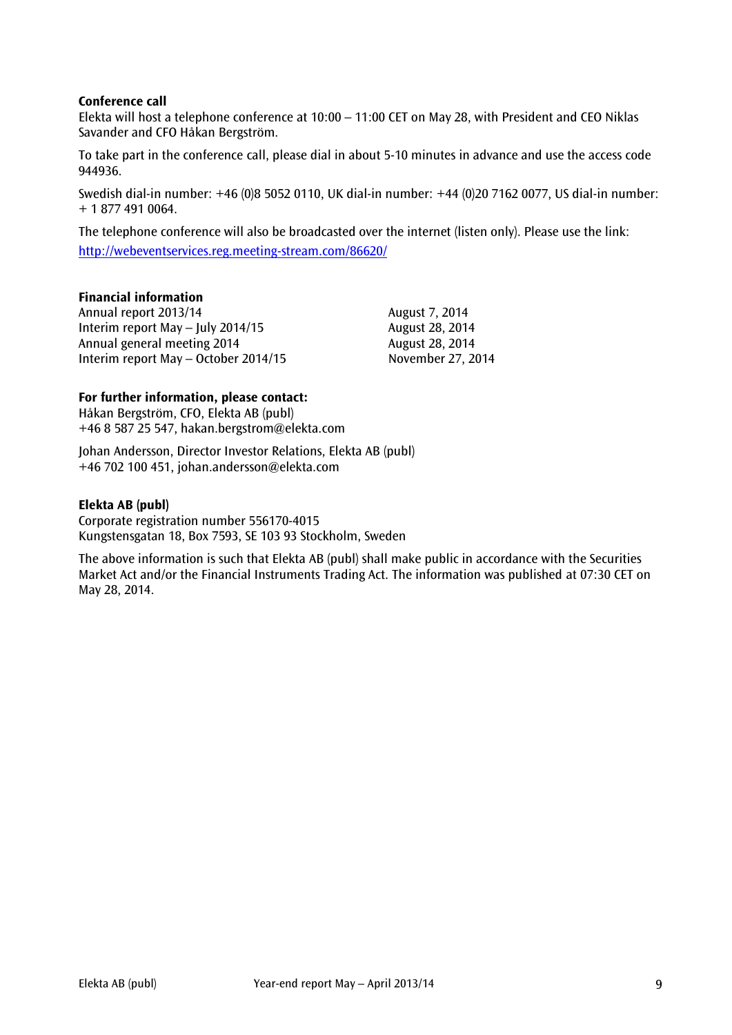**Conference call**

Elekta will host a telephone conference at 10:00 – 11:00 CET on May 28, with President and CEO Niklas Savander and CFO Håkan Bergström.

To take part in the conference call, please dial in about 5-10 minutes in advance and use the access code 944936.

Swedish dial-in number: +46 (0)8 5052 0110, UK dial-in number: +44 (0)20 7162 0077, US dial-in number: + 1 877 491 0064.

The telephone conference will also be broadcasted over the internet (listen only). Please use the link: http://webeventservices.reg.meeting-stream.com/86620/

**Financial information**

| | |
|---|---|
| Annual report 2013/14 | August 7, 2014 |
| Interim report May – July 2014/15 | August 28, 2014 |
| Annual general meeting 2014 | August 28, 2014 |
| Interim report May – October 2014/15 | November 27, 2014 |

**For further information, please contact:**

Håkan Bergström, CFO, Elekta AB (publ)
+46 8 587 25 547, hakan.bergstrom@elekta.com

Johan Andersson, Director Investor Relations, Elekta AB (publ)
+46 702 100 451, johan.andersson@elekta.com

**Elekta AB (publ)**

Corporate registration number 556170-4015
Kungstensgatan 18, Box 7593, SE 103 93 Stockholm, Sweden

The above information is such that Elekta AB (publ) shall make public in accordance with the Securities Market Act and/or the Financial Instruments Trading Act. The information was published at 07:30 CET on May 28, 2014.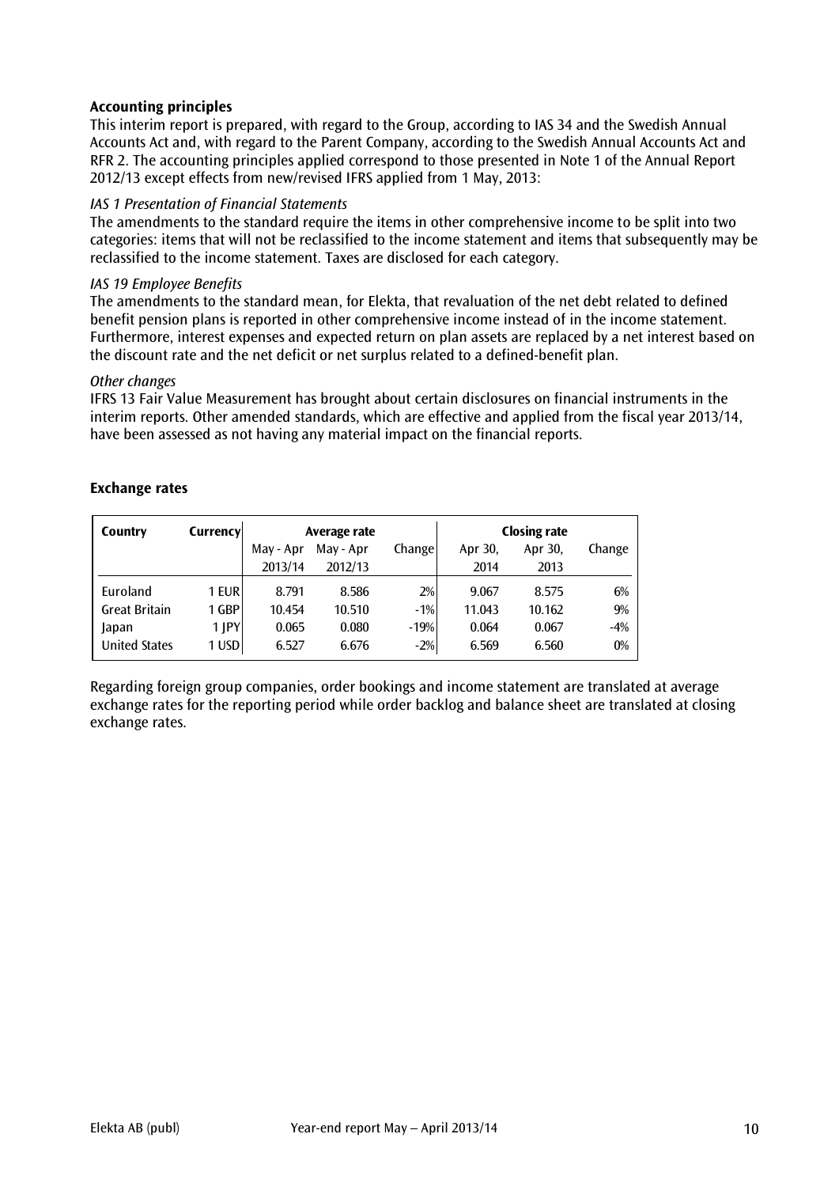## Accounting principles

This interim report is prepared, with regard to the Group, according to IAS 34 and the Swedish Annual Accounts Act and, with regard to the Parent Company, according to the Swedish Annual Accounts Act and RFR 2. The accounting principles applied correspond to those presented in Note 1 of the Annual Report 2012/13 except effects from new/revised IFRS applied from 1 May, 2013:

*IAS 1 Presentation of Financial Statements*

The amendments to the standard require the items in other comprehensive income to be split into two categories: items that will not be reclassified to the income statement and items that subsequently may be reclassified to the income statement. Taxes are disclosed for each category.

*IAS 19 Employee Benefits*

The amendments to the standard mean, for Elekta, that revaluation of the net debt related to defined benefit pension plans is reported in other comprehensive income instead of in the income statement. Furthermore, interest expenses and expected return on plan assets are replaced by a net interest based on the discount rate and the net deficit or net surplus related to a defined-benefit plan.

*Other changes*

IFRS 13 Fair Value Measurement has brought about certain disclosures on financial instruments in the interim reports. Other amended standards, which are effective and applied from the fiscal year 2013/14, have been assessed as not having any material impact on the financial reports.

## Exchange rates

| Country | Currency | Average rate | | | Closing rate | | |
|---|---|---|---|---|---|---|---|
| | | May - Apr 2013/14 | May - Apr 2012/13 | Change | Apr 30, 2014 | Apr 30, 2013 | Change |
| Euroland | 1 EUR | 8.791 | 8.586 | 2% | 9.067 | 8.575 | 6% |
| Great Britain | 1 GBP | 10.454 | 10.510 | -1% | 11.043 | 10.162 | 9% |
| Japan | 1 JPY | 0.065 | 0.080 | -19% | 0.064 | 0.067 | -4% |
| United States | 1 USD | 6.527 | 6.676 | -2% | 6.569 | 6.560 | 0% |

Regarding foreign group companies, order bookings and income statement are translated at average exchange rates for the reporting period while order backlog and balance sheet are translated at closing exchange rates.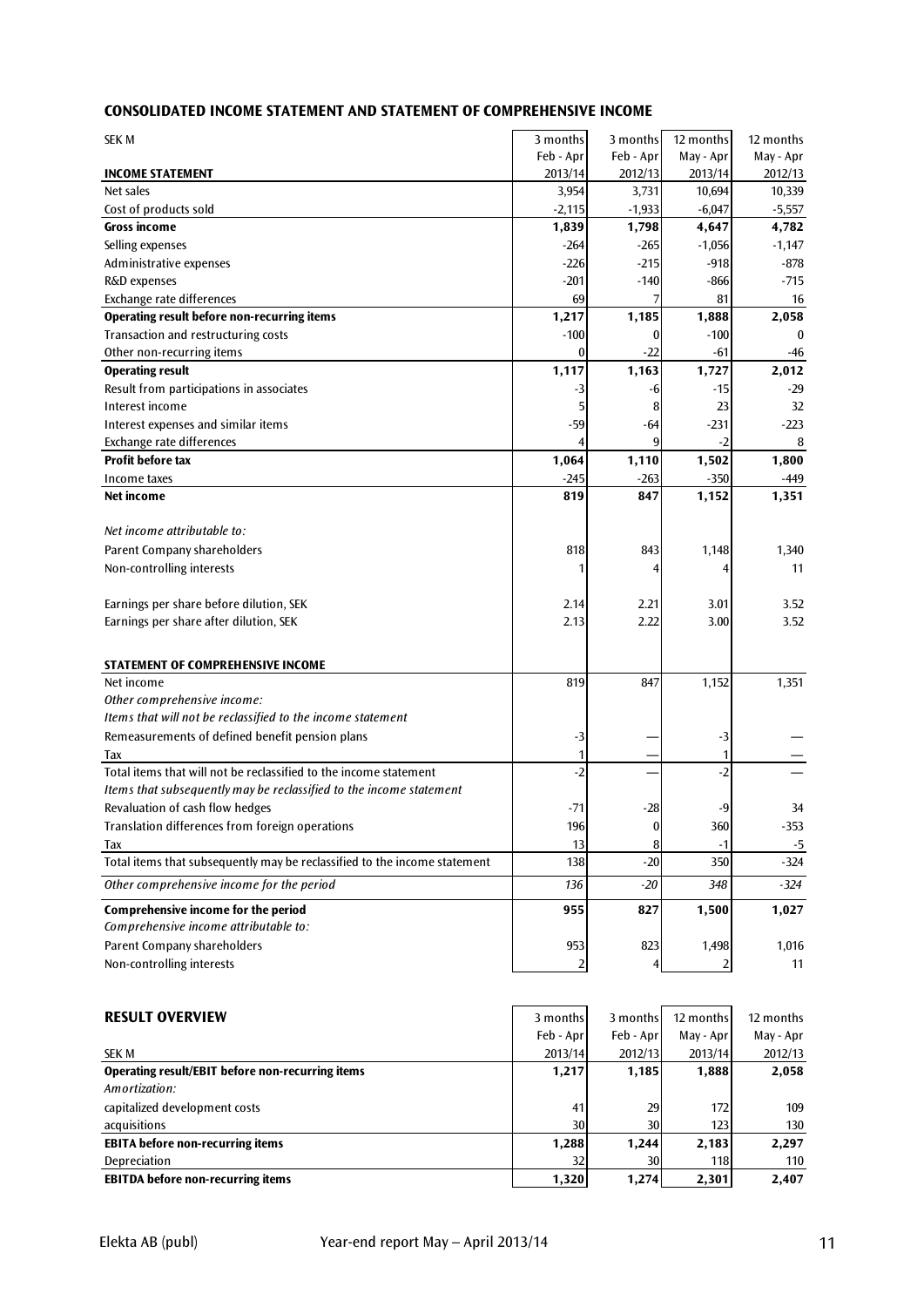## CONSOLIDATED INCOME STATEMENT AND STATEMENT OF COMPREHENSIVE INCOME

| SEK M | 3 months Feb - Apr 2013/14 | 3 months Feb - Apr 2012/13 | 12 months May - Apr 2013/14 | 12 months May - Apr 2012/13 |
|---|---|---|---|---|
| **INCOME STATEMENT** | | | | |
| Net sales | 3,954 | 3,731 | 10,694 | 10,339 |
| Cost of products sold | -2,115 | -1,933 | -6,047 | -5,557 |
| **Gross income** | **1,839** | **1,798** | **4,647** | **4,782** |
| Selling expenses | -264 | -265 | -1,056 | -1,147 |
| Administrative expenses | -226 | -215 | -918 | -878 |
| R&D expenses | -201 | -140 | -866 | -715 |
| Exchange rate differences | 69 | 7 | 81 | 16 |
| **Operating result before non-recurring items** | **1,217** | **1,185** | **1,888** | **2,058** |
| Transaction and restructuring costs | -100 | 0 | -100 | 0 |
| Other non-recurring items | 0 | -22 | -61 | -46 |
| **Operating result** | **1,117** | **1,163** | **1,727** | **2,012** |
| Result from participations in associates | -3 | -6 | -15 | -29 |
| Interest income | 5 | 8 | 23 | 32 |
| Interest expenses and similar items | -59 | -64 | -231 | -223 |
| Exchange rate differences | 4 | 9 | -2 | 8 |
| **Profit before tax** | **1,064** | **1,110** | **1,502** | **1,800** |
| Income taxes | -245 | -263 | -350 | -449 |
| **Net income** | **819** | **847** | **1,152** | **1,351** |
| *Net income attributable to:* | | | | |
| Parent Company shareholders | 818 | 843 | 1,148 | 1,340 |
| Non-controlling interests | 1 | 4 | 4 | 11 |
| Earnings per share before dilution, SEK | 2.14 | 2.21 | 3.01 | 3.52 |
| Earnings per share after dilution, SEK | 2.13 | 2.22 | 3.00 | 3.52 |
| **STATEMENT OF COMPREHENSIVE INCOME** | | | | |
| Net income | 819 | 847 | 1,152 | 1,351 |
| *Other comprehensive income:* | | | | |
| *Items that will not be reclassified to the income statement* | | | | |
| Remeasurements of defined benefit pension plans | -3 | — | -3 | — |
| Tax | 1 | — | 1 | — |
| Total items that will not be reclassified to the income statement | -2 | — | -2 | — |
| *Items that subsequently may be reclassified to the income statement* | | | | |
| Revaluation of cash flow hedges | -71 | -28 | -9 | 34 |
| Translation differences from foreign operations | 196 | 0 | 360 | -353 |
| Tax | 13 | 8 | -1 | -5 |
| Total items that subsequently may be reclassified to the income statement | 138 | -20 | 350 | -324 |
| *Other comprehensive income for the period* | *136* | *-20* | *348* | *-324* |
| **Comprehensive income for the period** | **955** | **827** | **1,500** | **1,027** |
| *Comprehensive income attributable to:* | | | | |
| Parent Company shareholders | 953 | 823 | 1,498 | 1,016 |
| Non-controlling interests | 2 | 4 | 2 | 11 |

## RESULT OVERVIEW

| SEK M | 3 months Feb - Apr 2013/14 | 3 months Feb - Apr 2012/13 | 12 months May - Apr 2013/14 | 12 months May - Apr 2012/13 |
|---|---|---|---|---|
| **Operating result/EBIT before non-recurring items** | **1,217** | **1,185** | **1,888** | **2,058** |
| *Amortization:* | | | | |
| capitalized development costs | 41 | 29 | 172 | 109 |
| acquisitions | 30 | 30 | 123 | 130 |
| **EBITA before non-recurring items** | **1,288** | **1,244** | **2,183** | **2,297** |
| Depreciation | 32 | 30 | 118 | 110 |
| **EBITDA before non-recurring items** | **1,320** | **1,274** | **2,301** | **2,407** |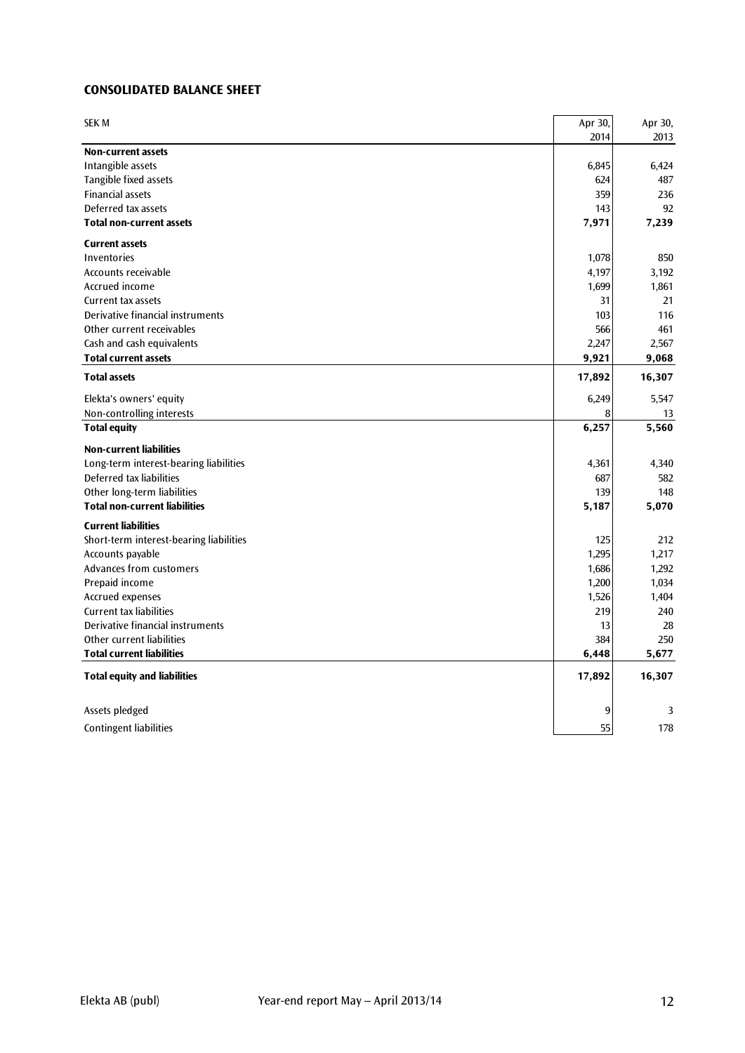## CONSOLIDATED BALANCE SHEET

| SEK M | Apr 30, 2014 | Apr 30, 2013 |
|---|---|---|
| **Non-current assets** | | |
| Intangible assets | 6,845 | 6,424 |
| Tangible fixed assets | 624 | 487 |
| Financial assets | 359 | 236 |
| Deferred tax assets | 143 | 92 |
| **Total non-current assets** | **7,971** | **7,239** |
| **Current assets** | | |
| Inventories | 1,078 | 850 |
| Accounts receivable | 4,197 | 3,192 |
| Accrued income | 1,699 | 1,861 |
| Current tax assets | 31 | 21 |
| Derivative financial instruments | 103 | 116 |
| Other current receivables | 566 | 461 |
| Cash and cash equivalents | 2,247 | 2,567 |
| **Total current assets** | **9,921** | **9,068** |
| **Total assets** | **17,892** | **16,307** |
| Elekta's owners' equity | 6,249 | 5,547 |
| Non-controlling interests | 8 | 13 |
| **Total equity** | **6,257** | **5,560** |
| **Non-current liabilities** | | |
| Long-term interest-bearing liabilities | 4,361 | 4,340 |
| Deferred tax liabilities | 687 | 582 |
| Other long-term liabilities | 139 | 148 |
| **Total non-current liabilities** | **5,187** | **5,070** |
| **Current liabilities** | | |
| Short-term interest-bearing liabilities | 125 | 212 |
| Accounts payable | 1,295 | 1,217 |
| Advances from customers | 1,686 | 1,292 |
| Prepaid income | 1,200 | 1,034 |
| Accrued expenses | 1,526 | 1,404 |
| Current tax liabilities | 219 | 240 |
| Derivative financial instruments | 13 | 28 |
| Other current liabilities | 384 | 250 |
| **Total current liabilities** | **6,448** | **5,677** |
| **Total equity and liabilities** | **17,892** | **16,307** |
| Assets pledged | 9 | 3 |
| Contingent liabilities | 55 | 178 |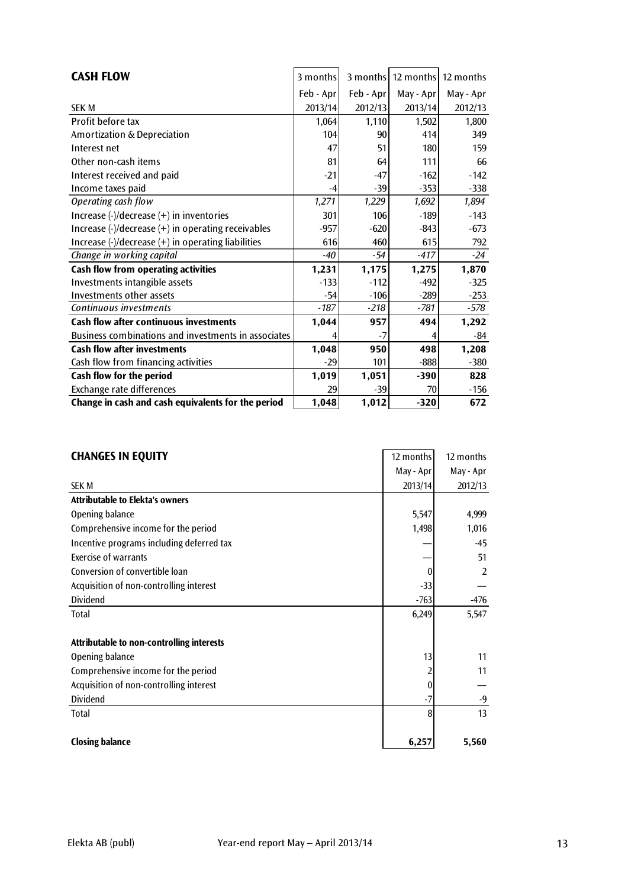## CASH FLOW

| SEK M | 3 months Feb - Apr 2013/14 | 3 months Feb - Apr 2012/13 | 12 months May - Apr 2013/14 | 12 months May - Apr 2012/13 |
|---|---|---|---|---|
| Profit before tax | 1,064 | 1,110 | 1,502 | 1,800 |
| Amortization & Depreciation | 104 | 90 | 414 | 349 |
| Interest net | 47 | 51 | 180 | 159 |
| Other non-cash items | 81 | 64 | 111 | 66 |
| Interest received and paid | -21 | -47 | -162 | -142 |
| Income taxes paid | -4 | -39 | -353 | -338 |
| *Operating cash flow* | *1,271* | *1,229* | *1,692* | *1,894* |
| Increase (-)/decrease (+) in inventories | 301 | 106 | -189 | -143 |
| Increase (-)/decrease (+) in operating receivables | -957 | -620 | -843 | -673 |
| Increase (-)/decrease (+) in operating liabilities | 616 | 460 | 615 | 792 |
| *Change in working capital* | *-40* | *-54* | *-417* | *-24* |
| **Cash flow from operating activities** | **1,231** | **1,175** | **1,275** | **1,870** |
| Investments intangible assets | -133 | -112 | -492 | -325 |
| Investments other assets | -54 | -106 | -289 | -253 |
| *Continuous investments* | *-187* | *-218* | *-781* | *-578* |
| **Cash flow after continuous investments** | **1,044** | **957** | **494** | **1,292** |
| Business combinations and investments in associates | 4 | -7 | 4 | -84 |
| **Cash flow after investments** | **1,048** | **950** | **498** | **1,208** |
| Cash flow from financing activities | -29 | 101 | -888 | -380 |
| **Cash flow for the period** | **1,019** | **1,051** | **-390** | **828** |
| Exchange rate differences | 29 | -39 | 70 | -156 |
| **Change in cash and cash equivalents for the period** | **1,048** | **1,012** | **-320** | **672** |

## CHANGES IN EQUITY

| SEK M | 12 months May - Apr 2013/14 | 12 months May - Apr 2012/13 |
|---|---|---|
| **Attributable to Elekta's owners** | | |
| Opening balance | 5,547 | 4,999 |
| Comprehensive income for the period | 1,498 | 1,016 |
| Incentive programs including deferred tax | — | -45 |
| Exercise of warrants | — | 51 |
| Conversion of convertible loan | 0 | 2 |
| Acquisition of non-controlling interest | -33 | — |
| Dividend | -763 | -476 |
| Total | 6,249 | 5,547 |
| | | |
| **Attributable to non-controlling interests** | | |
| Opening balance | 13 | 11 |
| Comprehensive income for the period | 2 | 11 |
| Acquisition of non-controlling interest | 0 | — |
| Dividend | -7 | -9 |
| Total | 8 | 13 |
| | | |
| **Closing balance** | **6,257** | **5,560** |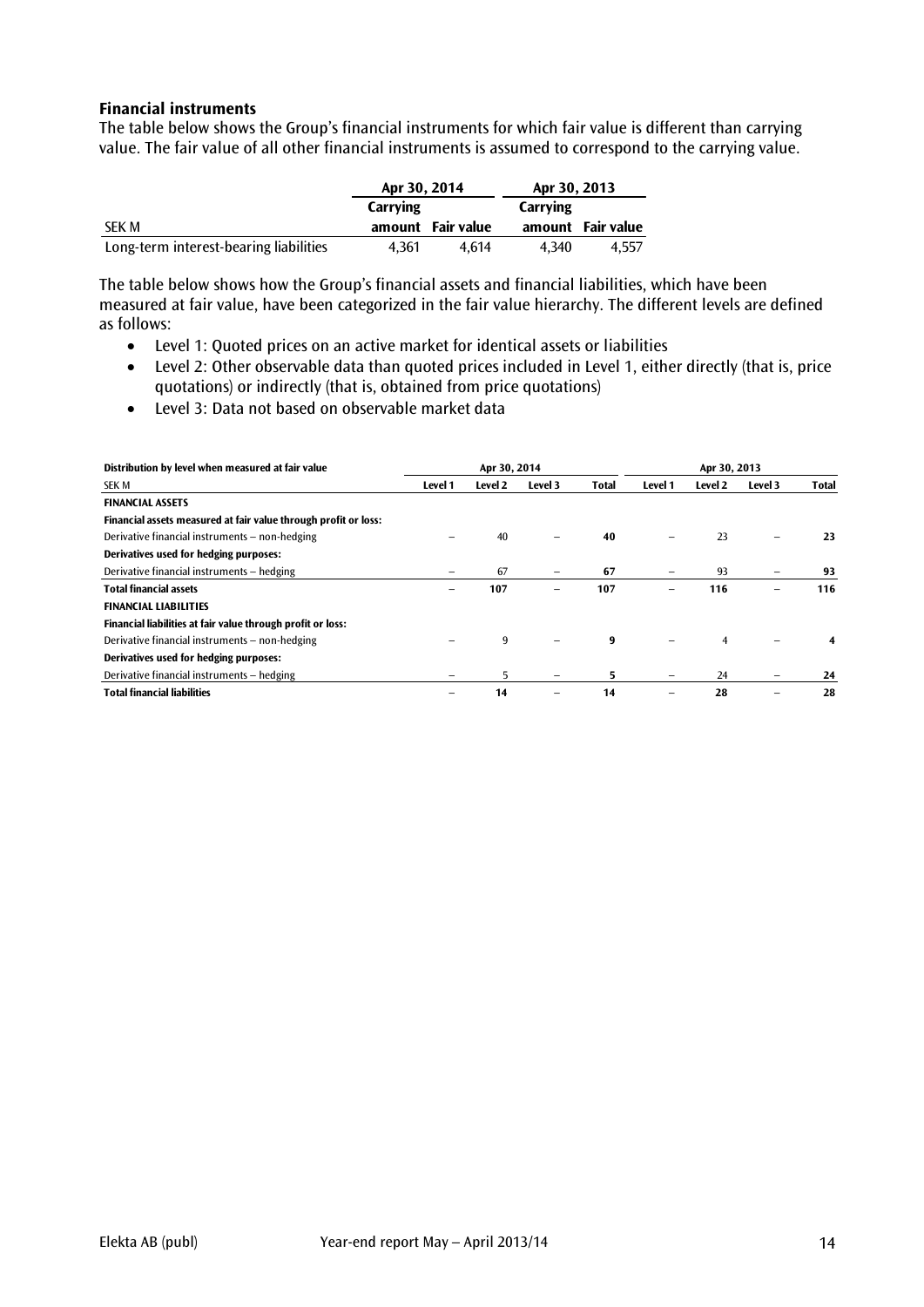### Financial instruments

The table below shows the Group's financial instruments for which fair value is different than carrying value. The fair value of all other financial instruments is assumed to correspond to the carrying value.

| | Apr 30, 2014 | | Apr 30, 2013 | |
|---|---|---|---|---|
| SEK M | Carrying amount | Fair value | Carrying amount | Fair value |
| Long-term interest-bearing liabilities | 4,361 | 4,614 | 4,340 | 4,557 |

The table below shows how the Group's financial assets and financial liabilities, which have been measured at fair value, have been categorized in the fair value hierarchy. The different levels are defined as follows:

- Level 1: Quoted prices on an active market for identical assets or liabilities
- Level 2: Other observable data than quoted prices included in Level 1, either directly (that is, price quotations) or indirectly (that is, obtained from price quotations)
- Level 3: Data not based on observable market data

| Distribution by level when measured at fair value | Apr 30, 2014 | | | | Apr 30, 2013 | | | |
|---|---|---|---|---|---|---|---|---|
| SEK M | Level 1 | Level 2 | Level 3 | Total | Level 1 | Level 2 | Level 3 | Total |
| **FINANCIAL ASSETS** | | | | | | | | |
| **Financial assets measured at fair value through profit or loss:** | | | | | | | | |
| Derivative financial instruments – non-hedging | – | 40 | – | **40** | – | 23 | – | **23** |
| **Derivatives used for hedging purposes:** | | | | | | | | |
| Derivative financial instruments – hedging | – | 67 | – | **67** | – | 93 | – | **93** |
| **Total financial assets** | – | **107** | – | **107** | – | **116** | – | **116** |
| **FINANCIAL LIABILITIES** | | | | | | | | |
| **Financial liabilities at fair value through profit or loss:** | | | | | | | | |
| Derivative financial instruments – non-hedging | – | 9 | – | **9** | – | 4 | – | **4** |
| **Derivatives used for hedging purposes:** | | | | | | | | |
| Derivative financial instruments – hedging | – | 5 | – | **5** | – | 24 | – | **24** |
| **Total financial liabilities** | – | **14** | – | **14** | – | **28** | – | **28** |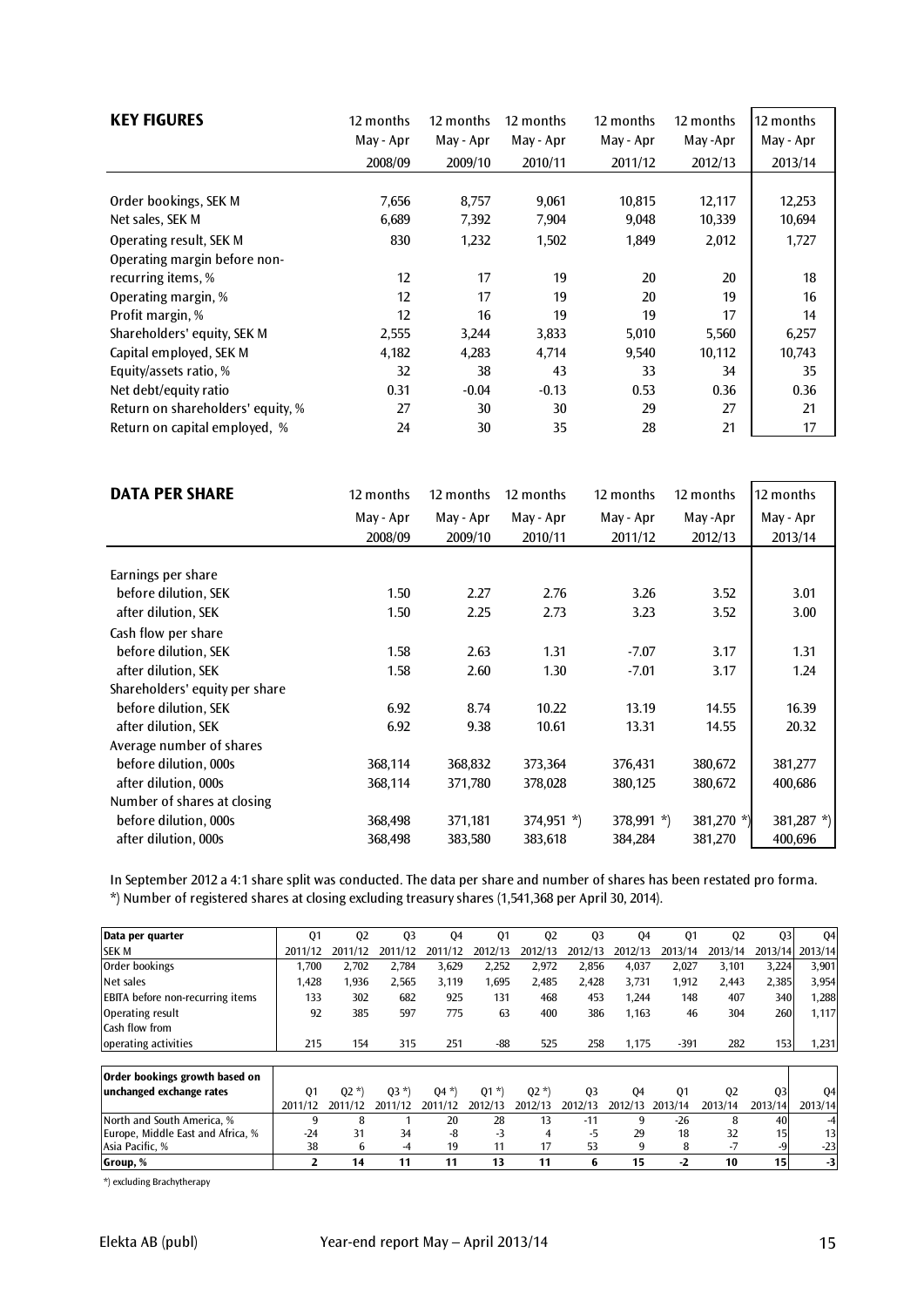| **KEY FIGURES** | 12 months May - Apr 2008/09 | 12 months May - Apr 2009/10 | 12 months May - Apr 2010/11 | 12 months May - Apr 2011/12 | 12 months May -Apr 2012/13 | 12 months May - Apr 2013/14 |
|---|---|---|---|---|---|---|
| Order bookings, SEK M | 7,656 | 8,757 | 9,061 | 10,815 | 12,117 | 12,253 |
| Net sales, SEK M | 6,689 | 7,392 | 7,904 | 9,048 | 10,339 | 10,694 |
| Operating result, SEK M | 830 | 1,232 | 1,502 | 1,849 | 2,012 | 1,727 |
| Operating margin before non-recurring items, % | 12 | 17 | 19 | 20 | 20 | 18 |
| Operating margin, % | 12 | 17 | 19 | 20 | 19 | 16 |
| Profit margin, % | 12 | 16 | 19 | 19 | 17 | 14 |
| Shareholders' equity, SEK M | 2,555 | 3,244 | 3,833 | 5,010 | 5,560 | 6,257 |
| Capital employed, SEK M | 4,182 | 4,283 | 4,714 | 9,540 | 10,112 | 10,743 |
| Equity/assets ratio, % | 32 | 38 | 43 | 33 | 34 | 35 |
| Net debt/equity ratio | 0.31 | -0.04 | -0.13 | 0.53 | 0.36 | 0.36 |
| Return on shareholders' equity, % | 27 | 30 | 30 | 29 | 27 | 21 |
| Return on capital employed, % | 24 | 30 | 35 | 28 | 21 | 17 |

| **DATA PER SHARE** | 12 months May - Apr 2008/09 | 12 months May - Apr 2009/10 | 12 months May - Apr 2010/11 | 12 months May - Apr 2011/12 | 12 months May -Apr 2012/13 | 12 months May - Apr 2013/14 |
|---|---|---|---|---|---|---|
| Earnings per share | | | | | | |
| before dilution, SEK | 1.50 | 2.27 | 2.76 | 3.26 | 3.52 | 3.01 |
| after dilution, SEK | 1.50 | 2.25 | 2.73 | 3.23 | 3.52 | 3.00 |
| Cash flow per share | | | | | | |
| before dilution, SEK | 1.58 | 2.63 | 1.31 | -7.07 | 3.17 | 1.31 |
| after dilution, SEK | 1.58 | 2.60 | 1.30 | -7.01 | 3.17 | 1.24 |
| Shareholders' equity per share | | | | | | |
| before dilution, SEK | 6.92 | 8.74 | 10.22 | 13.19 | 14.55 | 16.39 |
| after dilution, SEK | 6.92 | 9.38 | 10.61 | 13.31 | 14.55 | 20.32 |
| Average number of shares | | | | | | |
| before dilution, 000s | 368,114 | 368,832 | 373,364 | 376,431 | 380,672 | 381,277 |
| after dilution, 000s | 368,114 | 371,780 | 378,028 | 380,125 | 380,672 | 400,686 |
| Number of shares at closing | | | | | | |
| before dilution, 000s | 368,498 | 371,181 | 374,951 *) | 378,991 *) | 381,270 *) | 381,287 *) |
| after dilution, 000s | 368,498 | 383,580 | 383,618 | 384,284 | 381,270 | 400,696 |

In September 2012 a 4:1 share split was conducted. The data per share and number of shares has been restated pro forma.
*) Number of registered shares at closing excluding treasury shares (1,541,368 per April 30, 2014).

| Data per quarter SEK M | Q1 2011/12 | Q2 2011/12 | Q3 2011/12 | Q4 2011/12 | Q1 2012/13 | Q2 2012/13 | Q3 2012/13 | Q4 2012/13 | Q1 2013/14 | Q2 2013/14 | Q3 2013/14 | Q4 2013/14 |
|---|---|---|---|---|---|---|---|---|---|---|---|---|
| Order bookings | 1,700 | 2,702 | 2,784 | 3,629 | 2,252 | 2,972 | 2,856 | 4,037 | 2,027 | 3,101 | 3,224 | 3,901 |
| Net sales | 1,428 | 1,936 | 2,565 | 3,119 | 1,695 | 2,485 | 2,428 | 3,731 | 1,912 | 2,443 | 2,385 | 3,954 |
| EBITA before non-recurring items | 133 | 302 | 682 | 925 | 131 | 468 | 453 | 1,244 | 148 | 407 | 340 | 1,288 |
| Operating result | 92 | 385 | 597 | 775 | 63 | 400 | 386 | 1,163 | 46 | 304 | 260 | 1,117 |
| Cash flow from operating activities | 215 | 154 | 315 | 251 | -88 | 525 | 258 | 1,175 | -391 | 282 | 153 | 1,231 |

| **Order bookings growth based on unchanged exchange rates** | Q1 2011/12 | Q2 *) 2011/12 | Q3 *) 2011/12 | Q4 *) 2011/12 | Q1 *) 2012/13 | Q2 *) 2012/13 | Q3 2012/13 | Q4 2012/13 | Q1 2013/14 | Q2 2013/14 | Q3 2013/14 | Q4 2013/14 |
|---|---|---|---|---|---|---|---|---|---|---|---|---|
| North and South America, % | 9 | 8 | 1 | 20 | 28 | 13 | -11 | 9 | -26 | 8 | 40 | -4 |
| Europe, Middle East and Africa, % | -24 | 31 | 34 | -8 | -3 | 4 | -5 | 29 | 18 | 32 | 15 | 13 |
| Asia Pacific, % | 38 | 6 | -4 | 19 | 11 | 17 | 53 | 9 | 8 | -7 | -9 | -23 |
| **Group, %** | **2** | **14** | **11** | **11** | **13** | **11** | **6** | **15** | **-2** | **10** | **15** | **-3** |

*) excluding Brachytherapy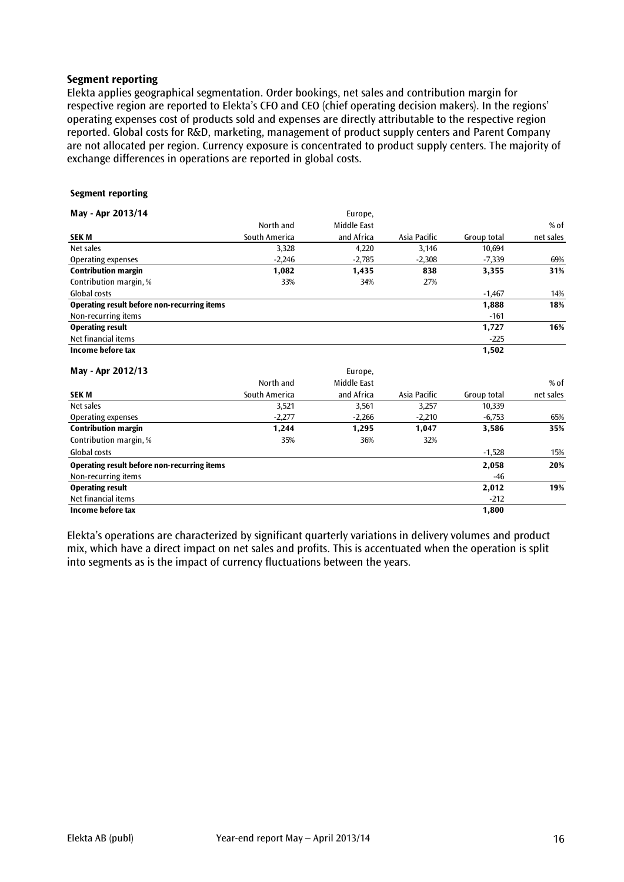## Segment reporting

Elekta applies geographical segmentation. Order bookings, net sales and contribution margin for respective region are reported to Elekta's CFO and CEO (chief operating decision makers). In the regions' operating expenses cost of products sold and expenses are directly attributable to the respective region reported. Global costs for R&D, marketing, management of product supply centers and Parent Company are not allocated per region. Currency exposure is concentrated to product supply centers. The majority of exchange differences in operations are reported in global costs.

### Segment reporting

**May - Apr 2013/14**

| SEK M | North and South America | Europe, Middle East and Africa | Asia Pacific | Group total | % of net sales |
|---|---|---|---|---|---|
| Net sales | 3,328 | 4,220 | 3,146 | 10,694 | |
| Operating expenses | -2,246 | -2,785 | -2,308 | -7,339 | 69% |
| **Contribution margin** | **1,082** | **1,435** | **838** | **3,355** | **31%** |
| Contribution margin, % | 33% | 34% | 27% | | |
| Global costs | | | | -1,467 | 14% |
| **Operating result before non-recurring items** | | | | **1,888** | **18%** |
| Non-recurring items | | | | -161 | |
| **Operating result** | | | | **1,727** | **16%** |
| Net financial items | | | | -225 | |
| **Income before tax** | | | | **1,502** | |

**May - Apr 2012/13**

| SEK M | North and South America | Europe, Middle East and Africa | Asia Pacific | Group total | % of net sales |
|---|---|---|---|---|---|
| Net sales | 3,521 | 3,561 | 3,257 | 10,339 | |
| Operating expenses | -2,277 | -2,266 | -2,210 | -6,753 | 65% |
| **Contribution margin** | **1,244** | **1,295** | **1,047** | **3,586** | **35%** |
| Contribution margin, % | 35% | 36% | 32% | | |
| Global costs | | | | -1,528 | 15% |
| **Operating result before non-recurring items** | | | | **2,058** | **20%** |
| Non-recurring items | | | | -46 | |
| **Operating result** | | | | **2,012** | **19%** |
| Net financial items | | | | -212 | |
| **Income before tax** | | | | **1,800** | |

Elekta's operations are characterized by significant quarterly variations in delivery volumes and product mix, which have a direct impact on net sales and profits. This is accentuated when the operation is split into segments as is the impact of currency fluctuations between the years.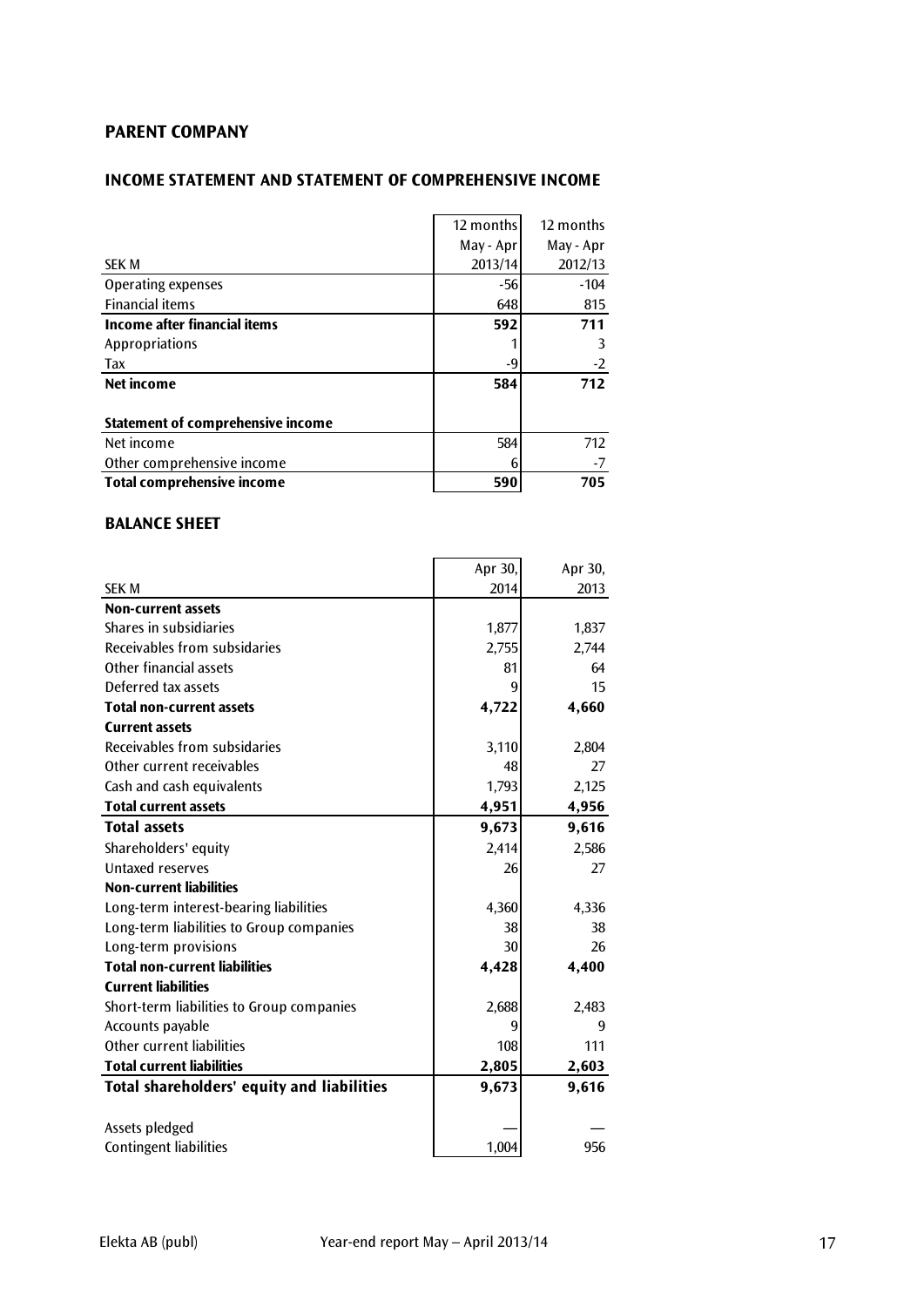## PARENT COMPANY

### INCOME STATEMENT AND STATEMENT OF COMPREHENSIVE INCOME

| SEK M | 12 months May - Apr 2013/14 | 12 months May - Apr 2012/13 |
|---|---|---|
| Operating expenses | -56 | -104 |
| Financial items | 648 | 815 |
| **Income after financial items** | **592** | **711** |
| Appropriations | 1 | 3 |
| Tax | -9 | -2 |
| **Net income** | **584** | **712** |
| | | |
| **Statement of comprehensive income** | | |
| Net income | 584 | 712 |
| Other comprehensive income | 6 | -7 |
| **Total comprehensive income** | **590** | **705** |

### BALANCE SHEET

| SEK M | Apr 30, 2014 | Apr 30, 2013 |
|---|---|---|
| **Non-current assets** | | |
| Shares in subsidiaries | 1,877 | 1,837 |
| Receivables from subsidaries | 2,755 | 2,744 |
| Other financial assets | 81 | 64 |
| Deferred tax assets | 9 | 15 |
| **Total non-current assets** | **4,722** | **4,660** |
| **Current assets** | | |
| Receivables from subsidaries | 3,110 | 2,804 |
| Other current receivables | 48 | 27 |
| Cash and cash equivalents | 1,793 | 2,125 |
| **Total current assets** | **4,951** | **4,956** |
| **Total assets** | **9,673** | **9,616** |
| Shareholders' equity | 2,414 | 2,586 |
| Untaxed reserves | 26 | 27 |
| **Non-current liabilities** | | |
| Long-term interest-bearing liabilities | 4,360 | 4,336 |
| Long-term liabilities to Group companies | 38 | 38 |
| Long-term provisions | 30 | 26 |
| **Total non-current liabilities** | **4,428** | **4,400** |
| **Current liabilities** | | |
| Short-term liabilities to Group companies | 2,688 | 2,483 |
| Accounts payable | 9 | 9 |
| Other current liabilities | 108 | 111 |
| **Total current liabilities** | **2,805** | **2,603** |
| **Total shareholders' equity and liabilities** | **9,673** | **9,616** |
| | | |
| Assets pledged | — | — |
| Contingent liabilities | 1,004 | 956 |